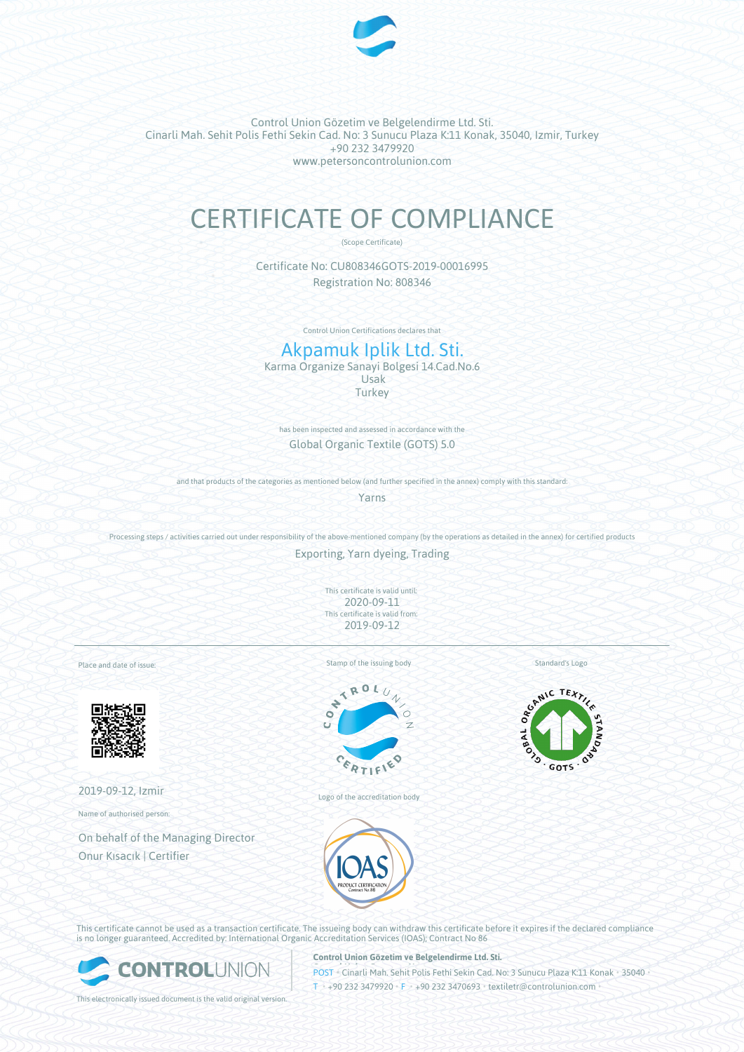Control Union Gözetim ve Belgelendirme Ltd. Sti.
Cinarli Mah. Sehit Polis Fethi Sekin Cad. No: 3 Sunucu Plaza K:11 Konak, 35040, Izmir, Turkey
+90 232 3479920
www.petersoncontrolunion.com

# CERTIFICATE OF COMPLIANCE

(Scope Certificate)

Certificate No: CU808346GOTS-2019-00016995
Registration No: 808346

Control Union Certifications declares that

## Akpamuk Iplik Ltd. Sti.

Karma Organize Sanayi Bolgesi 14.Cad.No.6
Usak
Turkey

has been inspected and assessed in accordance with the

Global Organic Textile (GOTS) 5.0

and that products of the categories as mentioned below (and further specified in the annex) comply with this standard:

Yarns

Processing steps / activities carried out under responsibility of the above-mentioned company (by the operations as detailed in the annex) for certified products

Exporting, Yarn dyeing, Trading

This certificate is valid until:
2020-09-11
This certificate is valid from:
2019-09-12

Place and date of issue:

2019-09-12, Izmir

Name of authorised person:

On behalf of the Managing Director
Onur Kısacık | Certifier

Stamp of the issuing body

Logo of the accreditation body

Standard's Logo

This certificate cannot be used as a transaction certificate. The issueing body can withdraw this certificate before it expires if the declared compliance is no longer guaranteed. Accredited by: International Organic Accreditation Services (IOAS); Contract No 86

**Control Union Gözetim ve Belgelendirme Ltd. Sti.**
POST • Cinarli Mah. Sehit Polis Fethi Sekin Cad. No: 3 Sunucu Plaza K:11 Konak • 35040 •
T • +90 232 3479920 • F • +90 232 3470693 • textiletr@controlunion.com •

This electronically issued document is the valid original version.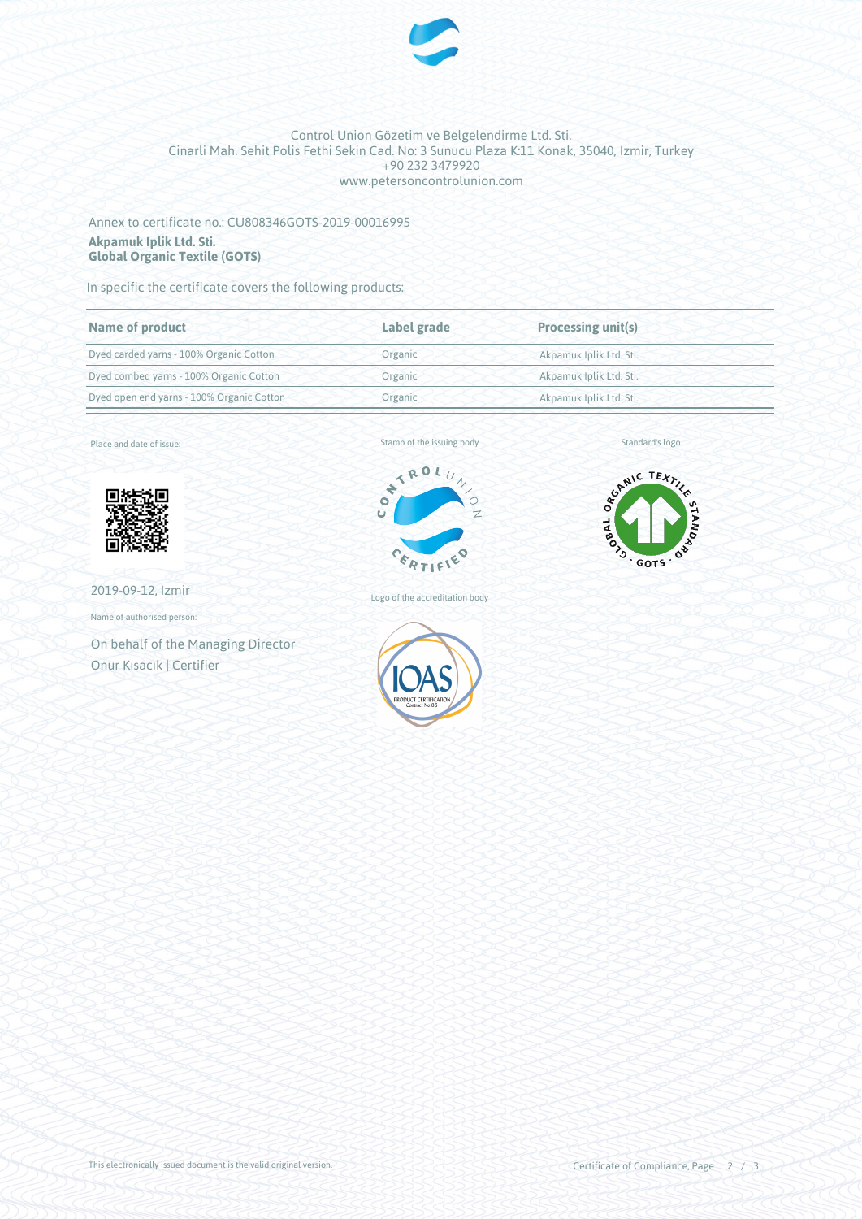Control Union Gözetim ve Belgelendirme Ltd. Sti.
Cinarli Mah. Sehit Polis Fethi Sekin Cad. No: 3 Sunucu Plaza K:11 Konak, 35040, Izmir, Turkey
+90 232 3479920
www.petersoncontrolunion.com

Annex to certificate no.: CU808346GOTS-2019-00016995

**Akpamuk Iplik Ltd. Sti.**
**Global Organic Textile (GOTS)**

In specific the certificate covers the following products:

| Name of product | Label grade | Processing unit(s) |
| --- | --- | --- |
| Dyed carded yarns - 100% Organic Cotton | Organic | Akpamuk Iplik Ltd. Sti. |
| Dyed combed yarns - 100% Organic Cotton | Organic | Akpamuk Iplik Ltd. Sti. |
| Dyed open end yarns - 100% Organic Cotton | Organic | Akpamuk Iplik Ltd. Sti. |

Place and date of issue:

2019-09-12, Izmir

Name of authorised person:

On behalf of the Managing Director
Onur Kısacık | Certifier

Stamp of the issuing body

Logo of the accreditation body

Standard's logo

This electronically issued document is the valid original version.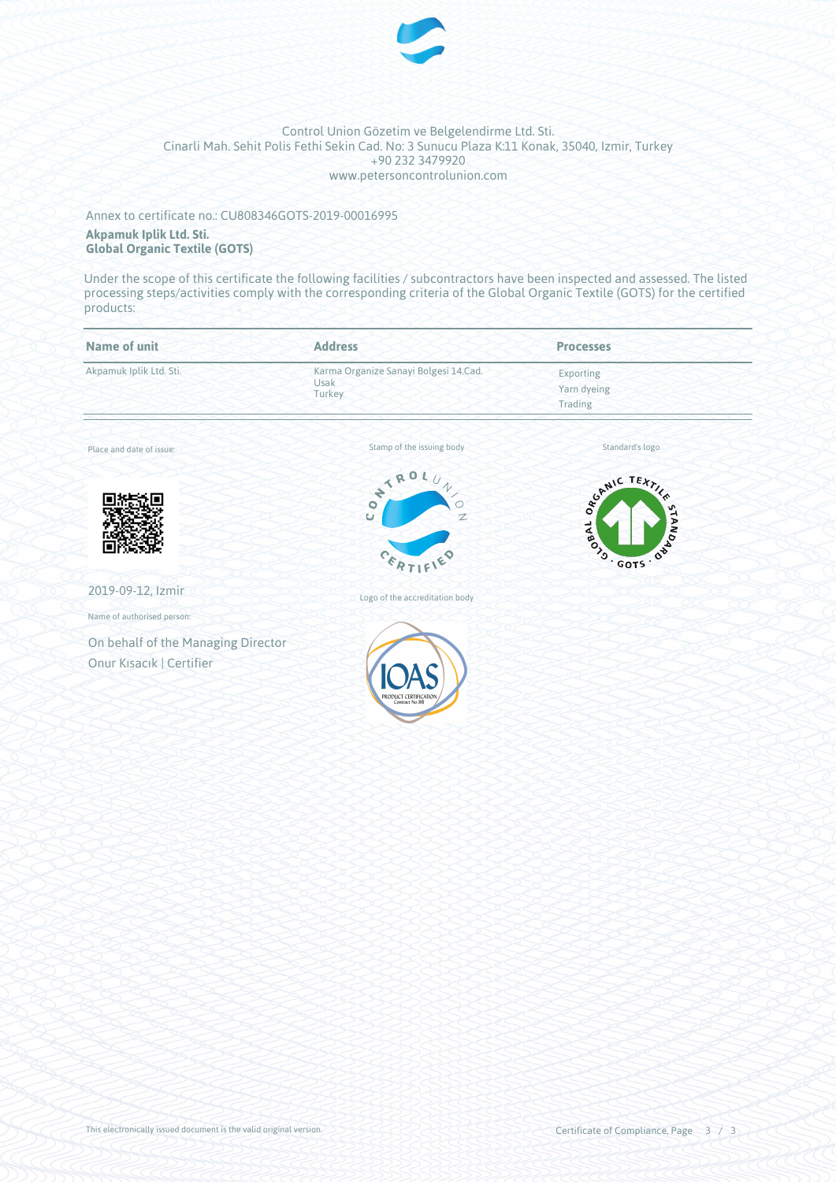Control Union Gözetim ve Belgelendirme Ltd. Sti.
Cinarli Mah. Sehit Polis Fethi Sekin Cad. No: 3 Sunucu Plaza K:11 Konak, 35040, Izmir, Turkey
+90 232 3479920
www.petersoncontrolunion.com

Annex to certificate no.: CU808346GOTS-2019-00016995

**Akpamuk Iplik Ltd. Sti.**
**Global Organic Textile (GOTS)**

Under the scope of this certificate the following facilities / subcontractors have been inspected and assessed. The listed processing steps/activities comply with the corresponding criteria of the Global Organic Textile (GOTS) for the certified products:

| Name of unit | Address | Processes |
|---|---|---|
| Akpamuk Iplik Ltd. Sti. | Karma Organize Sanayi Bolgesi 14.Cad.<br>Usak<br>Turkey | Exporting<br>Yarn dyeing<br>Trading |

Place and date of issue:

2019-09-12, Izmir

Name of authorised person:

On behalf of the Managing Director
Onur Kısacık | Certifier

Stamp of the issuing body

Standard's logo

Logo of the accreditation body

This electronically issued document is the valid original version.